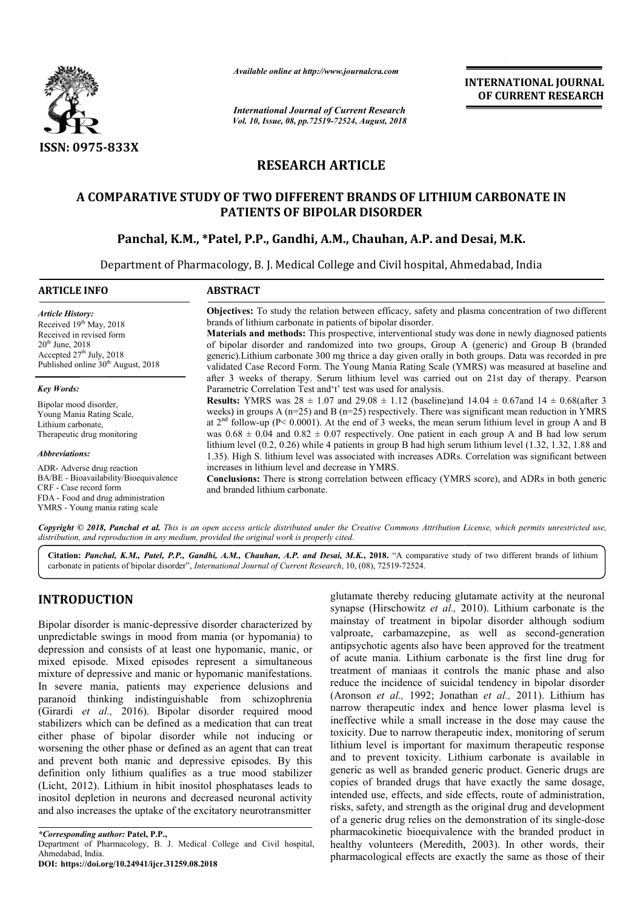ISSN: 0975-833X

*Available online at http://www.journalcra.com*

*International Journal of Current Research*
*Vol. 10, Issue, 08, pp.72519-72524, August, 2018*

**INTERNATIONAL JOURNAL OF CURRENT RESEARCH**

# RESEARCH ARTICLE

## A COMPARATIVE STUDY OF TWO DIFFERENT BRANDS OF LITHIUM CARBONATE IN PATIENTS OF BIPOLAR DISORDER

**Panchal, K.M., *Patel, P.P., Gandhi, A.M., Chauhan, A.P. and Desai, M.K.**

Department of Pharmacology, B. J. Medical College and Civil hospital, Ahmedabad, India

### ARTICLE INFO

*Article History:*
Received 19th May, 2018
Received in revised form
20th June, 2018
Accepted 27th July, 2018
Published online 30th August, 2018

*Key Words:*
Bipolar mood disorder,
Young Mania Rating Scale,
Lithium carbonate,
Therapeutic drug monitoring

*Abbreviations:*
ADR- Adverse drug reaction
BA/BE - Bioavailability/Bioequivalence
CRF - Case record form
FDA - Food and drug administration
YMRS - Young mania rating scale

### ABSTRACT

**Objectives:** To study the relation between efficacy, safety and plasma concentration of two different brands of lithium carbonate in patients of bipolar disorder.

**Materials and methods:** This prospective, interventional study was done in newly diagnosed patients of bipolar disorder and randomized into two groups, Group A (generic) and Group B (branded generic).Lithium carbonate 300 mg thrice a day given orally in both groups. Data was recorded in pre validated Case Record Form. The Young Mania Rating Scale (YMRS) was measured at baseline and after 3 weeks of therapy. Serum lithium level was carried out on 21st day of therapy. Pearson Parametric Correlation Test and't' test was used for analysis.

**Results:** YMRS was 28 ± 1.07 and 29.08 ± 1.12 (baseline)and 14.04 ± 0.67and 14 ± 0.68(after 3 weeks) in groups A (n=25) and B (n=25) respectively. There was significant mean reduction in YMRS at 2nd follow-up ($P< 0.0001$). At the end of 3 weeks, the mean serum lithium level in group A and B was 0.68 ± 0.04 and 0.82 ± 0.07 respectively. One patient in each group A and B had low serum lithium level (0.2, 0.26) while 4 patients in group B had high serum lithium level (1.32, 1.32, 1.88 and 1.35). High S. lithium level was associated with increases ADRs. Correlation was significant between increases in lithium level and decrease in YMRS.

**Conclusions:** There is strong correlation between efficacy (YMRS score), and ADRs in both generic and branded lithium carbonate.

*Copyright © 2018, Panchal et al. This is an open access article distributed under the Creative Commons Attribution License, which permits unrestricted use, distribution, and reproduction in any medium, provided the original work is properly cited.*

**Citation:** *Panchal, K.M., Patel, P.P., Gandhi, A.M., Chauhan, A.P. and Desai, M.K.*, **2018.** "A comparative study of two different brands of lithium carbonate in patients of bipolar disorder", *International Journal of Current Research*, 10, (08), 72519-72524.

## INTRODUCTION

Bipolar disorder is manic-depressive disorder characterized by unpredictable swings in mood from mania (or hypomania) to depression and consists of at least one hypomanic, manic, or mixed episode. Mixed episodes represent a simultaneous mixture of depressive and manic or hypomanic manifestations. In severe mania, patients may experience delusions and paranoid thinking indistinguishable from schizophrenia (Girardi *et al.,* 2016). Bipolar disorder required mood stabilizers which can be defined as a medication that can treat either phase of bipolar disorder while not inducing or worsening the other phase or defined as an agent that can treat and prevent both manic and depressive episodes. By this definition only lithium qualifies as a true mood stabilizer (Licht, 2012). Lithium in hibit inositol phosphatases leads to inositol depletion in neurons and decreased neuronal activity and also increases the uptake of the excitatory neurotransmitter glutamate thereby reducing glutamate activity at the neuronal synapse (Hirschowitz *et al.,* 2010). Lithium carbonate is the mainstay of treatment in bipolar disorder although sodium valproate, carbamazepine, as well as second-generation antipsychotic agents also have been approved for the treatment of acute mania. Lithium carbonate is the first line drug for treatment of maniaas it controls the manic phase and also reduce the incidence of suicidal tendency in bipolar disorder (Aronson *et al.,* 1992; Jonathan *et al.,* 2011). Lithium has narrow therapeutic index and hence lower plasma level is ineffective while a small increase in the dose may cause the toxicity. Due to narrow therapeutic index, monitoring of serum lithium level is important for maximum therapeutic response and to prevent toxicity. Lithium carbonate is available in generic as well as branded generic product. Generic drugs are copies of branded drugs that have exactly the same dosage, intended use, effects, and side effects, route of administration, risks, safety, and strength as the original drug and development of a generic drug relies on the demonstration of its single-dose pharmacokinetic bioequivalence with the branded product in healthy volunteers (Meredith, 2003). In other words, their pharmacological effects are exactly the same as those of their

**\*Corresponding author:** **Patel, P.P.,**
Department of Pharmacology, B. J. Medical College and Civil hospital, Ahmedabad, India.
**DOI: https://doi.org/10.24941/ijcr.31259.08.2018**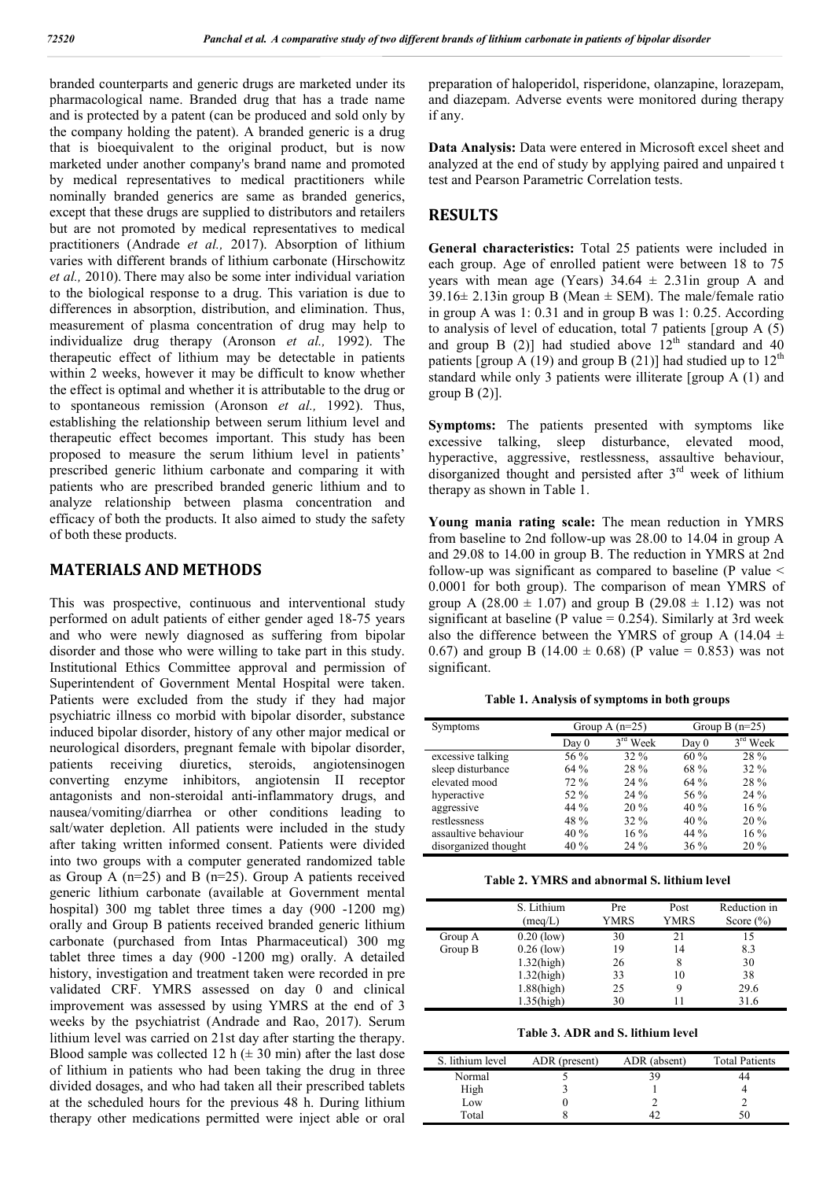branded counterparts and generic drugs are marketed under its pharmacological name. Branded drug that has a trade name and is protected by a patent (can be produced and sold only by the company holding the patent). A branded generic is a drug that is bioequivalent to the original product, but is now marketed under another company's brand name and promoted by medical representatives to medical practitioners while nominally branded generics are same as branded generics, except that these drugs are supplied to distributors and retailers but are not promoted by medical representatives to medical practitioners (Andrade *et al.,* 2017). Absorption of lithium varies with different brands of lithium carbonate (Hirschowitz *et al.,* 2010). There may also be some inter individual variation to the biological response to a drug. This variation is due to differences in absorption, distribution, and elimination. Thus, measurement of plasma concentration of drug may help to individualize drug therapy (Aronson *et al.,* 1992). The therapeutic effect of lithium may be detectable in patients within 2 weeks, however it may be difficult to know whether the effect is optimal and whether it is attributable to the drug or to spontaneous remission (Aronson *et al.,* 1992). Thus, establishing the relationship between serum lithium level and therapeutic effect becomes important. This study has been proposed to measure the serum lithium level in patients' prescribed generic lithium carbonate and comparing it with patients who are prescribed branded generic lithium and to analyze relationship between plasma concentration and efficacy of both the products. It also aimed to study the safety of both these products.

## MATERIALS AND METHODS

This was prospective, continuous and interventional study performed on adult patients of either gender aged 18-75 years and who were newly diagnosed as suffering from bipolar disorder and those who were willing to take part in this study. Institutional Ethics Committee approval and permission of Superintendent of Government Mental Hospital were taken. Patients were excluded from the study if they had major psychiatric illness co morbid with bipolar disorder, substance induced bipolar disorder, history of any other major medical or neurological disorders, pregnant female with bipolar disorder, patients receiving diuretics, steroids, angiotensinogen converting enzyme inhibitors, angiotensin II receptor antagonists and non-steroidal anti-inflammatory drugs, and nausea/vomiting/diarrhea or other conditions leading to salt/water depletion. All patients were included in the study after taking written informed consent. Patients were divided into two groups with a computer generated randomized table as Group A (n=25) and B (n=25). Group A patients received generic lithium carbonate (available at Government mental hospital) 300 mg tablet three times a day (900 -1200 mg) orally and Group B patients received branded generic lithium carbonate (purchased from Intas Pharmaceutical) 300 mg tablet three times a day (900 -1200 mg) orally. A detailed history, investigation and treatment taken were recorded in pre validated CRF. YMRS assessed on day 0 and clinical improvement was assessed by using YMRS at the end of 3 weeks by the psychiatrist (Andrade and Rao, 2017). Serum lithium level was carried on 21st day after starting the therapy. Blood sample was collected 12 h (± 30 min) after the last dose of lithium in patients who had been taking the drug in three divided dosages, and who had taken all their prescribed tablets at the scheduled hours for the previous 48 h. During lithium therapy other medications permitted were inject able or oral preparation of haloperidol, risperidone, olanzapine, lorazepam, and diazepam. Adverse events were monitored during therapy if any.

**Data Analysis:** Data were entered in Microsoft excel sheet and analyzed at the end of study by applying paired and unpaired t test and Pearson Parametric Correlation tests.

## RESULTS

**General characteristics:** Total 25 patients were included in each group. Age of enrolled patient were between 18 to 75 years with mean age (Years) 34.64 ± 2.31in group A and 39.16± 2.13in group B (Mean ± SEM). The male/female ratio in group A was 1: 0.31 and in group B was 1: 0.25. According to analysis of level of education, total 7 patients [group A (5) and group B (2)] had studied above 12th standard and 40 patients [group A (19) and group B (21)] had studied up to 12th standard while only 3 patients were illiterate [group A (1) and group B (2)].

**Symptoms:** The patients presented with symptoms like excessive talking, sleep disturbance, elevated mood, hyperactive, aggressive, restlessness, assaultive behaviour, disorganized thought and persisted after 3rd week of lithium therapy as shown in Table 1.

**Young mania rating scale:** The mean reduction in YMRS from baseline to 2nd follow-up was 28.00 to 14.04 in group A and 29.08 to 14.00 in group B. The reduction in YMRS at 2nd follow-up was significant as compared to baseline (P value < 0.0001 for both group). The comparison of mean YMRS of group A (28.00 ± 1.07) and group B (29.08 ± 1.12) was not significant at baseline (P value = 0.254). Similarly at 3rd week also the difference between the YMRS of group A (14.04 ± 0.67) and group B (14.00 ± 0.68) (P value = 0.853) was not significant.

**Table 1. Analysis of symptoms in both groups**

| Symptoms | Group A (n=25) | | Group B (n=25) | |
|---|---|---|---|---|
| | Day 0 | 3rd Week | Day 0 | 3rd Week |
| excessive talking | 56 % | 32 % | 60 % | 28 % |
| sleep disturbance | 64 % | 28 % | 68 % | 32 % |
| elevated mood | 72 % | 24 % | 64 % | 28 % |
| hyperactive | 52 % | 24 % | 56 % | 24 % |
| aggressive | 44 % | 20 % | 40 % | 16 % |
| restlessness | 48 % | 32 % | 40 % | 20 % |
| assaultive behaviour | 40 % | 16 % | 44 % | 16 % |
| disorganized thought | 40 % | 24 % | 36 % | 20 % |

**Table 2. YMRS and abnormal S. lithium level**

| | S. Lithium (meq/L) | Pre YMRS | Post YMRS | Reduction in Score (%) |
|---|---|---|---|---|
| Group A | 0.20 (low) | 30 | 21 | 15 |
| Group B | 0.26 (low) | 19 | 14 | 8.3 |
| | 1.32(high) | 26 | 8 | 30 |
| | 1.32(high) | 33 | 10 | 38 |
| | 1.88(high) | 25 | 9 | 29.6 |
| | 1.35(high) | 30 | 11 | 31.6 |

**Table 3. ADR and S. lithium level**

| S. lithium level | ADR (present) | ADR (absent) | Total Patients |
|---|---|---|---|
| Normal | 5 | 39 | 44 |
| High | 3 | 1 | 4 |
| Low | 0 | 2 | 2 |
| Total | 8 | 42 | 50 |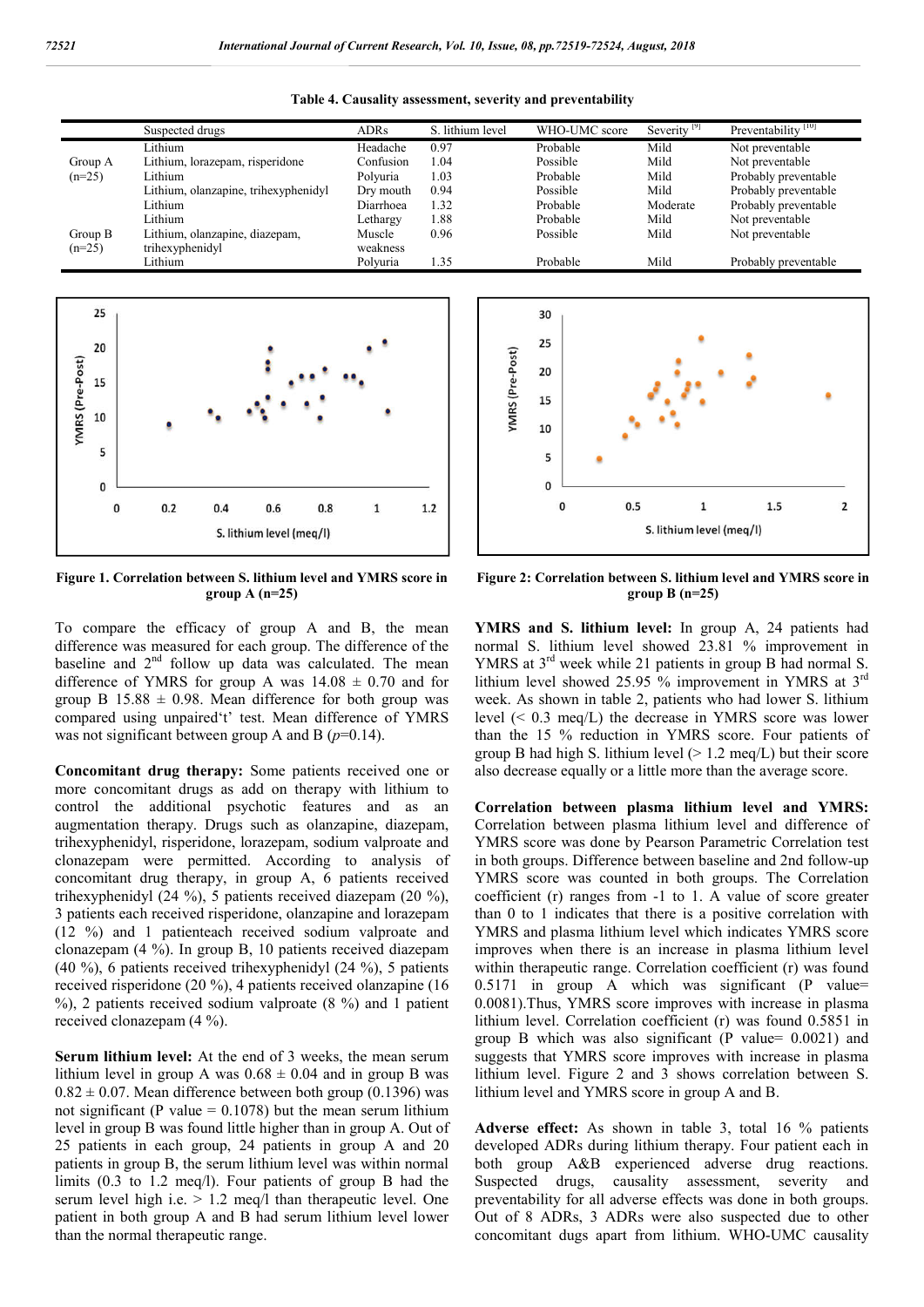**Table 4. Causality assessment, severity and preventability**

| | Suspected drugs | ADRs | S. lithium level | WHO-UMC score | Severity [9] | Preventability [10] |
|---|---|---|---|---|---|---|
| Group A (n=25) | Lithium | Headache | 0.97 | Probable | Mild | Not preventable |
| | Lithium, lorazepam, risperidone | Confusion | 1.04 | Possible | Mild | Not preventable |
| | Lithium | Polyuria | 1.03 | Probable | Mild | Probably preventable |
| | Lithium, olanzapine, trihexyphenidyl | Dry mouth | 0.94 | Possible | Mild | Probably preventable |
| Group B (n=25) | Lithium | Diarrhoea | 1.32 | Probable | Moderate | Probably preventable |
| | Lithium | Lethargy | 1.88 | Probable | Mild | Not preventable |
| | Lithium, olanzapine, diazepam, trihexyphenidyl | Muscle weakness | 0.96 | Possible | Mild | Not preventable |
| | Lithium | Polyuria | 1.35 | Probable | Mild | Probably preventable |

**Figure 1. Correlation between S. lithium level and YMRS score in group A (n=25)**

**Figure 2: Correlation between S. lithium level and YMRS score in group B (n=25)**

To compare the efficacy of group A and B, the mean difference was measured for each group. The difference of the baseline and 2nd follow up data was calculated. The mean difference of YMRS for group A was $14.08 \pm 0.70$ and for group B $15.88 \pm 0.98$. Mean difference for both group was compared using unpaired't' test. Mean difference of YMRS was not significant between group A and B ($p$=0.14).

**Concomitant drug therapy:** Some patients received one or more concomitant drugs as add on therapy with lithium to control the additional psychotic features and as an augmentation therapy. Drugs such as olanzapine, diazepam, trihexyphenidyl, risperidone, lorazepam, sodium valproate and clonazepam were permitted. According to analysis of concomitant drug therapy, in group A, 6 patients received trihexyphenidyl (24 %), 5 patients received diazepam (20 %), 3 patients each received risperidone, olanzapine and lorazepam (12 %) and 1 patienteach received sodium valproate and clonazepam (4 %). In group B, 10 patients received diazepam (40 %), 6 patients received trihexyphenidyl (24 %), 5 patients received risperidone (20 %), 4 patients received olanzapine (16 %), 2 patients received sodium valproate (8 %) and 1 patient received clonazepam (4 %).

**Serum lithium level:** At the end of 3 weeks, the mean serum lithium level in group A was $0.68 \pm 0.04$ and in group B was $0.82 \pm 0.07$. Mean difference between both group (0.1396) was not significant (P value = 0.1078) but the mean serum lithium level in group B was found little higher than in group A. Out of 25 patients in each group, 24 patients in group A and 20 patients in group B, the serum lithium level was within normal limits (0.3 to 1.2 meq/l). Four patients of group B had the serum level high i.e. > 1.2 meq/l than therapeutic level. One patient in both group A and B had serum lithium level lower than the normal therapeutic range.

**YMRS and S. lithium level:** In group A, 24 patients had normal S. lithium level showed 23.81 % improvement in YMRS at 3rd week while 21 patients in group B had normal S. lithium level showed 25.95 % improvement in YMRS at 3rd week. As shown in table 2, patients who had lower S. lithium level (< 0.3 meq/L) the decrease in YMRS score was lower than the 15 % reduction in YMRS score. Four patients of group B had high S. lithium level (> 1.2 meq/L) but their score also decrease equally or a little more than the average score.

**Correlation between plasma lithium level and YMRS:** Correlation between plasma lithium level and difference of YMRS score was done by Pearson Parametric Correlation test in both groups. Difference between baseline and 2nd follow-up YMRS score was counted in both groups. The Correlation coefficient (r) ranges from -1 to 1. A value of score greater than 0 to 1 indicates that there is a positive correlation with YMRS and plasma lithium level which indicates YMRS score improves when there is an increase in plasma lithium level within therapeutic range. Correlation coefficient (r) was found 0.5171 in group A which was significant (P value= 0.0081).Thus, YMRS score improves with increase in plasma lithium level. Correlation coefficient (r) was found 0.5851 in group B which was also significant (P value= 0.0021) and suggests that YMRS score improves with increase in plasma lithium level. Figure 2 and 3 shows correlation between S. lithium level and YMRS score in group A and B.

**Adverse effect:** As shown in table 3, total 16 % patients developed ADRs during lithium therapy. Four patient each in both group A&B experienced adverse drug reactions. Suspected drugs, causality assessment, severity and preventability for all adverse effects was done in both groups. Out of 8 ADRs, 3 ADRs were also suspected due to other concomitant dugs apart from lithium. WHO-UMC causality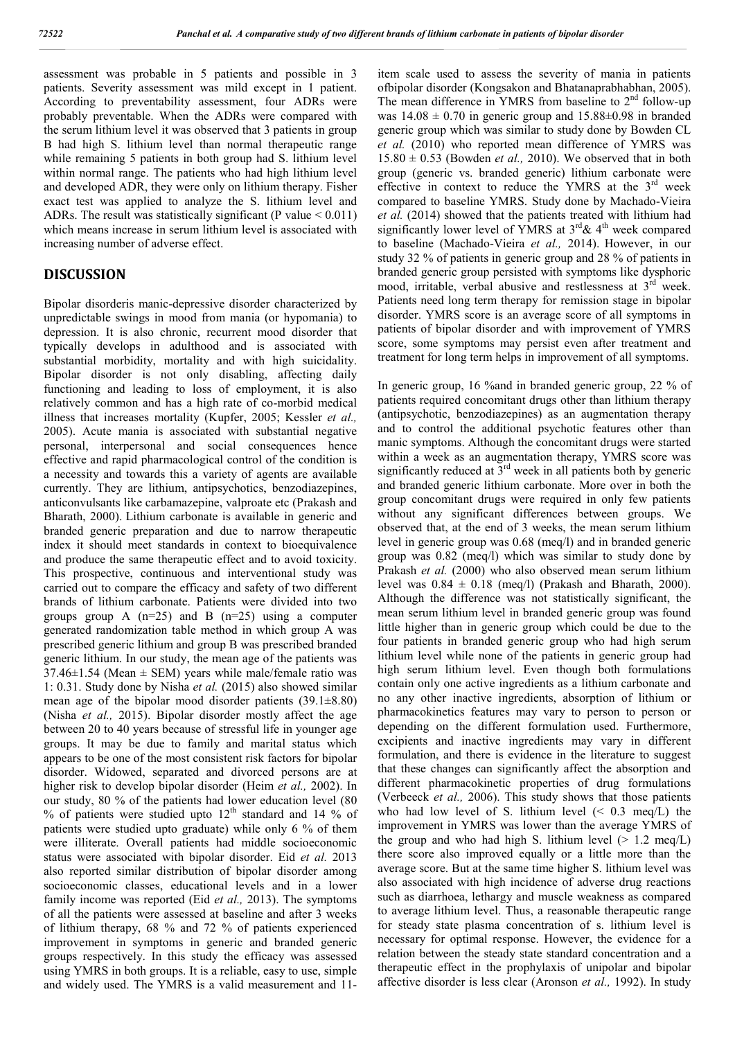assessment was probable in 5 patients and possible in 3 patients. Severity assessment was mild except in 1 patient. According to preventability assessment, four ADRs were probably preventable. When the ADRs were compared with the serum lithium level it was observed that 3 patients in group B had high S. lithium level than normal therapeutic range while remaining 5 patients in both group had S. lithium level within normal range. The patients who had high lithium level and developed ADR, they were only on lithium therapy. Fisher exact test was applied to analyze the S. lithium level and ADRs. The result was statistically significant (P value < 0.011) which means increase in serum lithium level is associated with increasing number of adverse effect.

## DISCUSSION

Bipolar disorderis manic-depressive disorder characterized by unpredictable swings in mood from mania (or hypomania) to depression. It is also chronic, recurrent mood disorder that typically develops in adulthood and is associated with substantial morbidity, mortality and with high suicidality. Bipolar disorder is not only disabling, affecting daily functioning and leading to loss of employment, it is also relatively common and has a high rate of co-morbid medical illness that increases mortality (Kupfer, 2005; Kessler *et al.,* 2005). Acute mania is associated with substantial negative personal, interpersonal and social consequences hence effective and rapid pharmacological control of the condition is a necessity and towards this a variety of agents are available currently. They are lithium, antipsychotics, benzodiazepines, anticonvulsants like carbamazepine, valproate etc (Prakash and Bharath, 2000). Lithium carbonate is available in generic and branded generic preparation and due to narrow therapeutic index it should meet standards in context to bioequivalence and produce the same therapeutic effect and to avoid toxicity. This prospective, continuous and interventional study was carried out to compare the efficacy and safety of two different brands of lithium carbonate. Patients were divided into two groups group A (n=25) and B (n=25) using a computer generated randomization table method in which group A was prescribed generic lithium and group B was prescribed branded generic lithium. In our study, the mean age of the patients was 37.46±1.54 (Mean ± SEM) years while male/female ratio was 1: 0.31. Study done by Nisha *et al.* (2015) also showed similar mean age of the bipolar mood disorder patients (39.1±8.80) (Nisha *et al.,* 2015). Bipolar disorder mostly affect the age between 20 to 40 years because of stressful life in younger age groups. It may be due to family and marital status which appears to be one of the most consistent risk factors for bipolar disorder. Widowed, separated and divorced persons are at higher risk to develop bipolar disorder (Heim *et al.,* 2002). In our study, 80 % of the patients had lower education level (80 % of patients were studied upto 12th standard and 14 % of patients were studied upto graduate) while only 6 % of them were illiterate. Overall patients had middle socioeconomic status were associated with bipolar disorder. Eid *et al.* 2013 also reported similar distribution of bipolar disorder among socioeconomic classes, educational levels and in a lower family income was reported (Eid *et al.,* 2013). The symptoms of all the patients were assessed at baseline and after 3 weeks of lithium therapy, 68 % and 72 % of patients experienced improvement in symptoms in generic and branded generic groups respectively. In this study the efficacy was assessed using YMRS in both groups. It is a reliable, easy to use, simple and widely used. The YMRS is a valid measurement and 11-item scale used to assess the severity of mania in patients ofbipolar disorder (Kongsakon and Bhatanaprabhabhan, 2005). The mean difference in YMRS from baseline to 2nd follow-up was 14.08 ± 0.70 in generic group and 15.88±0.98 in branded generic group which was similar to study done by Bowden CL *et al.* (2010) who reported mean difference of YMRS was 15.80 ± 0.53 (Bowden *et al.,* 2010). We observed that in both group (generic vs. branded generic) lithium carbonate were effective in context to reduce the YMRS at the 3rd week compared to baseline YMRS. Study done by Machado-Vieira *et al.* (2014) showed that the patients treated with lithium had significantly lower level of YMRS at 3rd& 4th week compared to baseline (Machado-Vieira *et al.,* 2014). However, in our study 32 % of patients in generic group and 28 % of patients in branded generic group persisted with symptoms like dysphoric mood, irritable, verbal abusive and restlessness at 3rd week. Patients need long term therapy for remission stage in bipolar disorder. YMRS score is an average score of all symptoms in patients of bipolar disorder and with improvement of YMRS score, some symptoms may persist even after treatment and treatment for long term helps in improvement of all symptoms.

In generic group, 16 %and in branded generic group, 22 % of patients required concomitant drugs other than lithium therapy (antipsychotic, benzodiazepines) as an augmentation therapy and to control the additional psychotic features other than manic symptoms. Although the concomitant drugs were started within a week as an augmentation therapy, YMRS score was significantly reduced at 3rd week in all patients both by generic and branded generic lithium carbonate. More over in both the group concomitant drugs were required in only few patients without any significant differences between groups. We observed that, at the end of 3 weeks, the mean serum lithium level in generic group was 0.68 (meq/l) and in branded generic group was 0.82 (meq/l) which was similar to study done by Prakash *et al.* (2000) who also observed mean serum lithium level was 0.84 ± 0.18 (meq/l) (Prakash and Bharath, 2000). Although the difference was not statistically significant, the mean serum lithium level in branded generic group was found little higher than in generic group which could be due to the four patients in branded generic group who had high serum lithium level while none of the patients in generic group had high serum lithium level. Even though both formulations contain only one active ingredients as a lithium carbonate and no any other inactive ingredients, absorption of lithium or pharmacokinetics features may vary to person to person or depending on the different formulation used. Furthermore, excipients and inactive ingredients may vary in different formulation, and there is evidence in the literature to suggest that these changes can significantly affect the absorption and different pharmacokinetic properties of drug formulations (Verbeeck *et al.,* 2006). This study shows that those patients who had low level of S. lithium level (< 0.3 meq/L) the improvement in YMRS was lower than the average YMRS of the group and who had high S. lithium level (> 1.2 meq/L) there score also improved equally or a little more than the average score. But at the same time higher S. lithium level was also associated with high incidence of adverse drug reactions such as diarrhoea, lethargy and muscle weakness as compared to average lithium level. Thus, a reasonable therapeutic range for steady state plasma concentration of s. lithium level is necessary for optimal response. However, the evidence for a relation between the steady state standard concentration and a therapeutic effect in the prophylaxis of unipolar and bipolar affective disorder is less clear (Aronson *et al.,* 1992). In study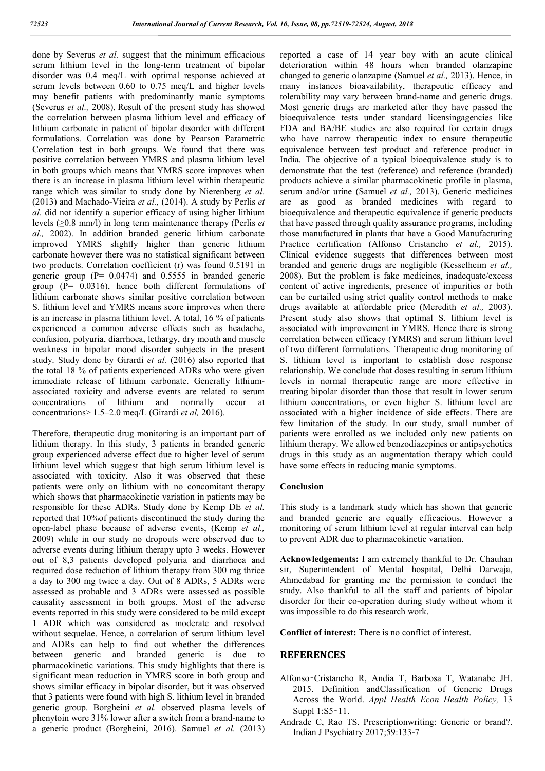done by Severus *et al.* suggest that the minimum efficacious serum lithium level in the long-term treatment of bipolar disorder was 0.4 meq/L with optimal response achieved at serum levels between 0.60 to 0.75 meq/L and higher levels may benefit patients with predominantly manic symptoms (Severus *et al.,* 2008). Result of the present study has showed the correlation between plasma lithium level and efficacy of lithium carbonate in patient of bipolar disorder with different formulations. Correlation was done by Pearson Parametric Correlation test in both groups. We found that there was positive correlation between YMRS and plasma lithium level in both groups which means that YMRS score improves when there is an increase in plasma lithium level within therapeutic range which was similar to study done by Nierenberg *et al*. (2013) and Machado-Vieira *et al.,* (2014). A study by Perlis *et al.* did not identify a superior efficacy of using higher lithium levels (≥0.8 mm/l) in long term maintenance therapy (Perlis *et al.,* 2002). In addition branded generic lithium carbonate improved YMRS slightly higher than generic lithium carbonate however there was no statistical significant between two products. Correlation coefficient (r) was found 0.5191 in generic group (P= 0.0474) and 0.5555 in branded generic group (P= 0.0316), hence both different formulations of lithium carbonate shows similar positive correlation between S. lithium level and YMRS means score improves when there is an increase in plasma lithium level. A total, 16 % of patients experienced a common adverse effects such as headache, confusion, polyuria, diarrhoea, lethargy, dry mouth and muscle weakness in bipolar mood disorder subjects in the present study. Study done by Girardi *et al.* (2016) also reported that the total 18 % of patients experienced ADRs who were given immediate release of lithium carbonate. Generally lithium-associated toxicity and adverse events are related to serum concentrations of lithium and normally occur at concentrations> 1.5–2.0 meq/L (Girardi *et al,* 2016).

Therefore, therapeutic drug monitoring is an important part of lithium therapy. In this study, 3 patients in branded generic group experienced adverse effect due to higher level of serum lithium level which suggest that high serum lithium level is associated with toxicity. Also it was observed that these patients were only on lithium with no concomitant therapy which shows that pharmacokinetic variation in patients may be responsible for these ADRs. Study done by Kemp DE *et al.* reported that 10%of patients discontinued the study during the open-label phase because of adverse events, (Kemp *et al.,* 2009) while in our study no dropouts were observed due to adverse events during lithium therapy upto 3 weeks. However out of 8,3 patients developed polyuria and diarrhoea and required dose reduction of lithium therapy from 300 mg thrice a day to 300 mg twice a day. Out of 8 ADRs, 5 ADRs were assessed as probable and 3 ADRs were assessed as possible causality assessment in both groups. Most of the adverse events reported in this study were considered to be mild except 1 ADR which was considered as moderate and resolved without sequelae. Hence, a correlation of serum lithium level and ADRs can help to find out whether the differences between generic and branded generic is due to pharmacokinetic variations. This study highlights that there is significant mean reduction in YMRS score in both group and shows similar efficacy in bipolar disorder, but it was observed that 3 patients were found with high S. lithium level in branded generic group. Borgheini *et al.* observed plasma levels of phenytoin were 31% lower after a switch from a brand-name to a generic product (Borgheini, 2016). Samuel *et al.* (2013) reported a case of 14 year boy with an acute clinical deterioration within 48 hours when branded olanzapine changed to generic olanzapine (Samuel *et al.,* 2013). Hence, in many instances bioavailability, therapeutic efficacy and tolerability may vary between brand-name and generic drugs. Most generic drugs are marketed after they have passed the bioequivalence tests under standard licensingagencies like FDA and BA/BE studies are also required for certain drugs who have narrow therapeutic index to ensure therapeutic equivalence between test product and reference product in India. The objective of a typical bioequivalence study is to demonstrate that the test (reference) and reference (branded) products achieve a similar pharmacokinetic profile in plasma, serum and/or urine (Samuel *et al.,* 2013). Generic medicines are as good as branded medicines with regard to bioequivalence and therapeutic equivalence if generic products that have passed through quality assurance programs, including those manufactured in plants that have a Good Manufacturing Practice certification (Alfonso Cristancho *et al.,* 2015). Clinical evidence suggests that differences between most branded and generic drugs are negligible (Kesselheim *et al.,* 2008). But the problem is fake medicines, inadequate/excess content of active ingredients, presence of impurities or both can be curtailed using strict quality control methods to make drugs available at affordable price (Meredith *et al.,* 2003). Present study also shows that optimal S. lithium level is associated with improvement in YMRS. Hence there is strong correlation between efficacy (YMRS) and serum lithium level of two different formulations. Therapeutic drug monitoring of S. lithium level is important to establish dose response relationship. We conclude that doses resulting in serum lithium levels in normal therapeutic range are more effective in treating bipolar disorder than those that result in lower serum lithium concentrations, or even higher S. lithium level are associated with a higher incidence of side effects. There are few limitation of the study. In our study, small number of patients were enrolled as we included only new patients on lithium therapy. We allowed benzodiazepines or antipsychotics drugs in this study as an augmentation therapy which could have some effects in reducing manic symptoms.

### Conclusion

This study is a landmark study which has shown that generic and branded generic are equally efficacious. However a monitoring of serum lithium level at regular interval can help to prevent ADR due to pharmacokinetic variation.

**Acknowledgements:** I am extremely thankful to Dr. Chauhan sir, Superintendent of Mental hospital, Delhi Darwaja, Ahmedabad for granting me the permission to conduct the study. Also thankful to all the staff and patients of bipolar disorder for their co-operation during study without whom it was impossible to do this research work.

**Conflict of interest:** There is no conflict of interest.

## REFERENCES

Alfonso-Cristancho R, Andia T, Barbosa T, Watanabe JH. 2015. Definition andClassification of Generic Drugs Across the World. *Appl Health Econ Health Policy,* 13 Suppl 1:S5-11.

Andrade C, Rao TS. Prescriptionwriting: Generic or brand?. Indian J Psychiatry 2017;59:133-7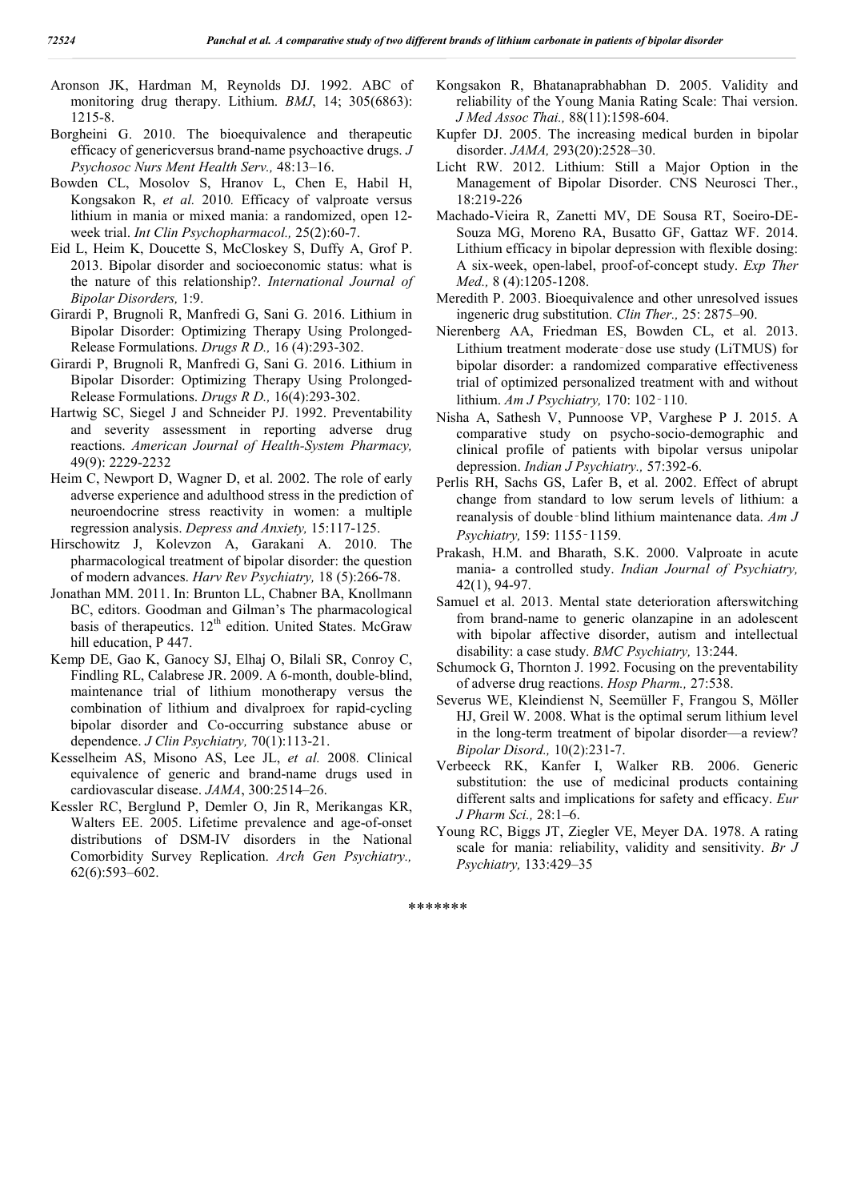Aronson JK, Hardman M, Reynolds DJ. 1992. ABC of monitoring drug therapy. Lithium. *BMJ*, 14; 305(6863): 1215-8.

Borgheini G. 2010. The bioequivalence and therapeutic efficacy of genericversus brand-name psychoactive drugs. *J Psychosoc Nurs Ment Health Serv.,* 48:13–16.

Bowden CL, Mosolov S, Hranov L, Chen E, Habil H, Kongsakon R, *et al.* 2010. Efficacy of valproate versus lithium in mania or mixed mania: a randomized, open 12-week trial. *Int Clin Psychopharmacol.,* 25(2):60-7.

Eid L, Heim K, Doucette S, McCloskey S, Duffy A, Grof P. 2013. Bipolar disorder and socioeconomic status: what is the nature of this relationship?. *International Journal of Bipolar Disorders,* 1:9.

Girardi P, Brugnoli R, Manfredi G, Sani G. 2016. Lithium in Bipolar Disorder: Optimizing Therapy Using Prolonged-Release Formulations. *Drugs R D.,* 16 (4):293-302.

Girardi P, Brugnoli R, Manfredi G, Sani G. 2016. Lithium in Bipolar Disorder: Optimizing Therapy Using Prolonged-Release Formulations. *Drugs R D.,* 16(4):293-302.

Hartwig SC, Siegel J and Schneider PJ. 1992. Preventability and severity assessment in reporting adverse drug reactions. *American Journal of Health-System Pharmacy,* 49(9): 2229-2232

Heim C, Newport D, Wagner D, et al. 2002. The role of early adverse experience and adulthood stress in the prediction of neuroendocrine stress reactivity in women: a multiple regression analysis. *Depress and Anxiety,* 15:117-125.

Hirschowitz J, Kolevzon A, Garakani A. 2010. The pharmacological treatment of bipolar disorder: the question of modern advances. *Harv Rev Psychiatry,* 18 (5):266-78.

Jonathan MM. 2011. In: Brunton LL, Chabner BA, Knollmann BC, editors. Goodman and Gilman's The pharmacological basis of therapeutics. 12th edition. United States. McGraw hill education, P 447.

Kemp DE, Gao K, Ganocy SJ, Elhaj O, Bilali SR, Conroy C, Findling RL, Calabrese JR. 2009. A 6-month, double-blind, maintenance trial of lithium monotherapy versus the combination of lithium and divalproex for rapid-cycling bipolar disorder and Co-occurring substance abuse or dependence. *J Clin Psychiatry,* 70(1):113-21.

Kesselheim AS, Misono AS, Lee JL, *et al.* 2008. Clinical equivalence of generic and brand-name drugs used in cardiovascular disease. *JAMA*, 300:2514–26.

Kessler RC, Berglund P, Demler O, Jin R, Merikangas KR, Walters EE. 2005. Lifetime prevalence and age-of-onset distributions of DSM-IV disorders in the National Comorbidity Survey Replication. *Arch Gen Psychiatry.,* 62(6):593–602.

Kongsakon R, Bhatanaprabhabhan D. 2005. Validity and reliability of the Young Mania Rating Scale: Thai version. *J Med Assoc Thai.,* 88(11):1598-604.

Kupfer DJ. 2005. The increasing medical burden in bipolar disorder. *JAMA,* 293(20):2528–30.

Licht RW. 2012. Lithium: Still a Major Option in the Management of Bipolar Disorder. CNS Neurosci Ther., 18:219-226

Machado-Vieira R, Zanetti MV, DE Sousa RT, Soeiro-DE-Souza MG, Moreno RA, Busatto GF, Gattaz WF. 2014. Lithium efficacy in bipolar depression with flexible dosing: A six-week, open-label, proof-of-concept study. *Exp Ther Med.,* 8 (4):1205-1208.

Meredith P. 2003. Bioequivalence and other unresolved issues ingeneric drug substitution. *Clin Ther.,* 25: 2875–90.

Nierenberg AA, Friedman ES, Bowden CL, et al. 2013. Lithium treatment moderate‑dose use study (LiTMUS) for bipolar disorder: a randomized comparative effectiveness trial of optimized personalized treatment with and without lithium. *Am J Psychiatry,* 170: 102‑110.

Nisha A, Sathesh V, Punnoose VP, Varghese P J. 2015. A comparative study on psycho-socio-demographic and clinical profile of patients with bipolar versus unipolar depression. *Indian J Psychiatry.,* 57:392-6.

Perlis RH, Sachs GS, Lafer B, et al. 2002. Effect of abrupt change from standard to low serum levels of lithium: a reanalysis of double‑blind lithium maintenance data. *Am J Psychiatry,* 159: 1155‑1159.

Prakash, H.M. and Bharath, S.K. 2000. Valproate in acute mania- a controlled study. *Indian Journal of Psychiatry,* 42(1), 94-97.

Samuel et al. 2013. Mental state deterioration afterswitching from brand-name to generic olanzapine in an adolescent with bipolar affective disorder, autism and intellectual disability: a case study. *BMC Psychiatry,* 13:244.

Schumock G, Thornton J. 1992. Focusing on the preventability of adverse drug reactions. *Hosp Pharm.,* 27:538.

Severus WE, Kleindienst N, Seemüller F, Frangou S, Möller HJ, Greil W. 2008. What is the optimal serum lithium level in the long-term treatment of bipolar disorder—a review? *Bipolar Disord.,* 10(2):231-7.

Verbeeck RK, Kanfer I, Walker RB. 2006. Generic substitution: the use of medicinal products containing different salts and implications for safety and efficacy. *Eur J Pharm Sci.,* 28:1–6.

Young RC, Biggs JT, Ziegler VE, Meyer DA. 1978. A rating scale for mania: reliability, validity and sensitivity. *Br J Psychiatry,* 133:429–35

\*\*\*\*\*\*\*